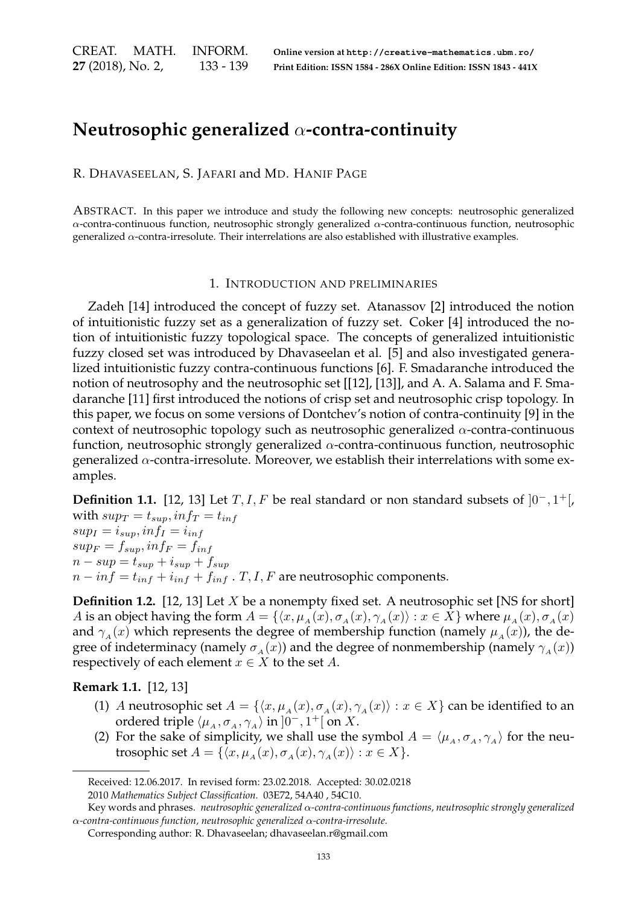# Neutrosophic generalized $\alpha$-contra-continuity

R. DHAVASEELAN, S. JAFARI and MD. HANIF PAGE

ABSTRACT. In this paper we introduce and study the following new concepts: neutrosophic generalized $\alpha$-contra-continuous function, neutrosophic strongly generalized $\alpha$-contra-continuous function, neutrosophic generalized $\alpha$-contra-irresolute. Their interrelations are also established with illustrative examples.

## 1. INTRODUCTION AND PRELIMINARIES

Zadeh [14] introduced the concept of fuzzy set. Atanassov [2] introduced the notion of intuitionistic fuzzy set as a generalization of fuzzy set. Coker [4] introduced the notion of intuitionistic fuzzy topological space. The concepts of generalized intuitionistic fuzzy closed set was introduced by Dhavaseelan et al. [5] and also investigated generalized intuitionistic fuzzy contra-continuous functions [6]. F. Smadaranche introduced the notion of neutrosophy and the neutrosophic set [[12], [13]], and A. A. Salama and F. Smadaranche [11] first introduced the notions of crisp set and neutrosophic crisp topology. In this paper, we focus on some versions of Dontchev's notion of contra-continuity [9] in the context of neutrosophic topology such as neutrosophic generalized $\alpha$-contra-continuous function, neutrosophic strongly generalized $\alpha$-contra-continuous function, neutrosophic generalized $\alpha$-contra-irresolute. Moreover, we establish their interrelations with some examples.

**Definition 1.1.** [12, 13] Let $T, I, F$ be real standard or non standard subsets of $]0^-, 1^+[$, with $sup_T = t_{sup}, inf_T = t_{inf}$
$sup_I = i_{sup}, inf_I = i_{inf}$
$sup_F = f_{sup}, inf_F = f_{inf}$
$n - sup = t_{sup} + i_{sup} + f_{sup}$
$n - inf = t_{inf} + i_{inf} + f_{inf}$ . $T, I, F$ are neutrosophic components.

**Definition 1.2.** [12, 13] Let $X$ be a nonempty fixed set. A neutrosophic set [NS for short] $A$ is an object having the form $A = \{\langle x, \mu_A(x), \sigma_A(x), \gamma_A(x)\rangle : x \in X\}$ where $\mu_A(x), \sigma_A(x)$ and $\gamma_A(x)$ which represents the degree of membership function (namely $\mu_A(x)$), the degree of indeterminacy (namely $\sigma_A(x)$) and the degree of nonmembership (namely $\gamma_A(x)$) respectively of each element $x \in X$ to the set $A$.

**Remark 1.1.** [12, 13]

1. $A$ neutrosophic set $A = \{\langle x, \mu_A(x), \sigma_A(x), \gamma_A(x)\rangle : x \in X\}$ can be identified to an ordered triple $\langle \mu_A, \sigma_A, \gamma_A\rangle$ in $]0^-, 1^+[$ on $X$.
2. For the sake of simplicity, we shall use the symbol $A = \langle \mu_A, \sigma_A, \gamma_A\rangle$ for the neutrosophic set $A = \{\langle x, \mu_A(x), \sigma_A(x), \gamma_A(x)\rangle : x \in X\}$.

Received: 12.06.2017. In revised form: 23.02.2018. Accepted: 30.02.0218

2010 *Mathematics Subject Classification.* 03E72, 54A40 , 54C10.

Key words and phrases. *neutrosophic generalized $\alpha$-contra-continuous functions, neutrosophic strongly generalized $\alpha$-contra-continuous function, neutrosophic generalized $\alpha$-contra-irresolute.*

Corresponding author: R. Dhavaseelan; dhavaseelan.r@gmail.com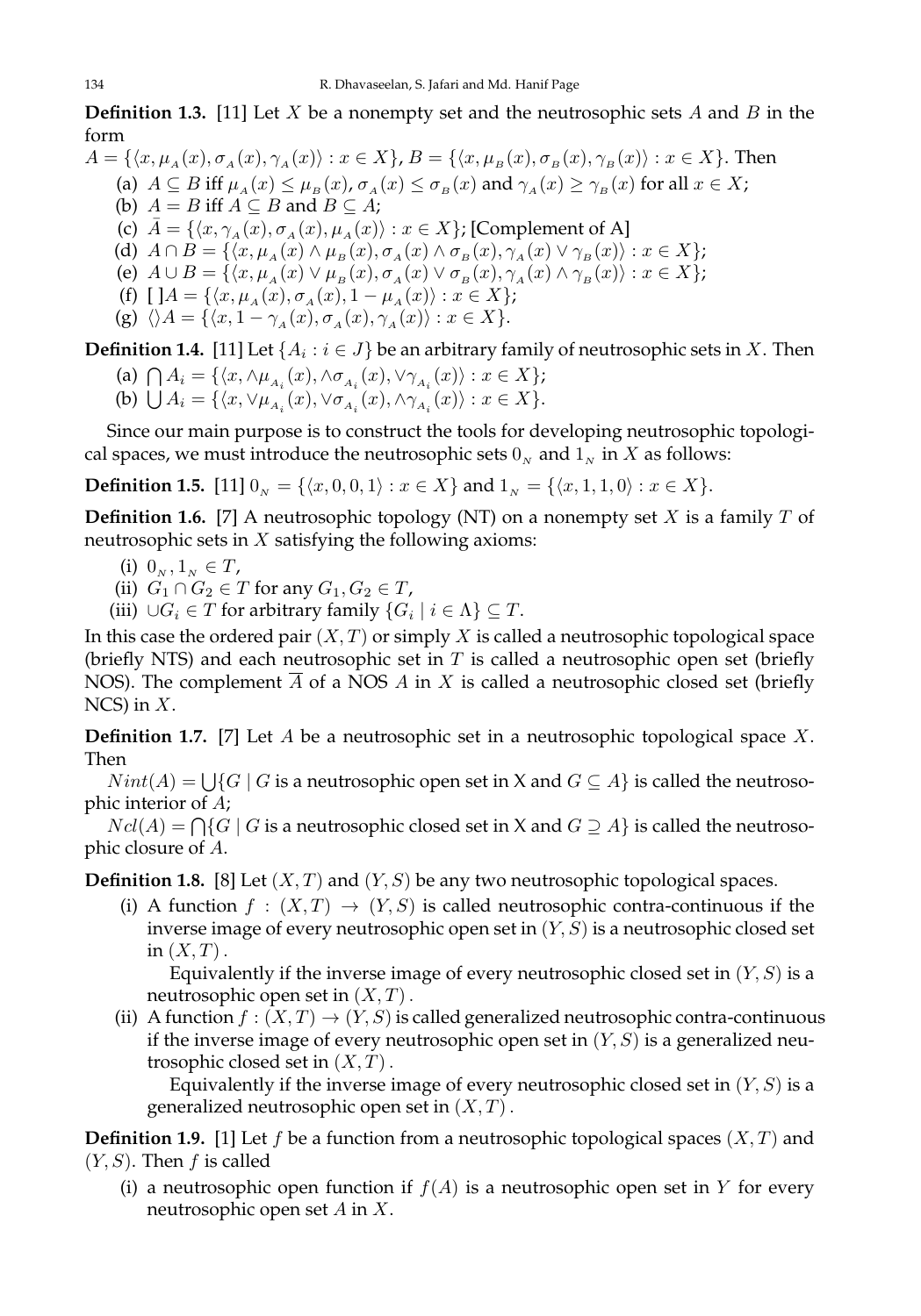**Definition 1.3.** [11] Let $X$ be a nonempty set and the neutrosophic sets $A$ and $B$ in the form

$A = \{\langle x, \mu_A(x), \sigma_A(x), \gamma_A(x)\rangle : x \in X\}$, $B = \{\langle x, \mu_B(x), \sigma_B(x), \gamma_B(x)\rangle : x \in X\}$. Then

(a) $A \subseteq B$ iff $\mu_A(x) \leq \mu_B(x)$, $\sigma_A(x) \leq \sigma_B(x)$ and $\gamma_A(x) \geq \gamma_B(x)$ for all $x \in X$;
(b) $A = B$ iff $A \subseteq B$ and $B \subseteq A$;
(c) $\bar{A} = \{\langle x, \gamma_A(x), \sigma_A(x), \mu_A(x)\rangle : x \in X\}$; [Complement of A]
(d) $A \cap B = \{\langle x, \mu_A(x) \wedge \mu_B(x), \sigma_A(x) \wedge \sigma_B(x), \gamma_A(x) \vee \gamma_B(x)\rangle : x \in X\}$;
(e) $A \cup B = \{\langle x, \mu_A(x) \vee \mu_B(x), \sigma_A(x) \vee \sigma_B(x), \gamma_A(x) \wedge \gamma_B(x)\rangle : x \in X\}$;
(f) $[\,]A = \{\langle x, \mu_A(x), \sigma_A(x), 1 - \mu_A(x)\rangle : x \in X\}$;
(g) $\langle\rangle A = \{\langle x, 1 - \gamma_A(x), \sigma_A(x), \gamma_A(x)\rangle : x \in X\}$.

**Definition 1.4.** [11] Let $\{A_i : i \in J\}$ be an arbitrary family of neutrosophic sets in $X$. Then

(a) $\bigcap A_i = \{\langle x, \wedge\mu_{A_i}(x), \wedge\sigma_{A_i}(x), \vee\gamma_{A_i}(x)\rangle : x \in X\}$;
(b) $\bigcup A_i = \{\langle x, \vee\mu_{A_i}(x), \vee\sigma_{A_i}(x), \wedge\gamma_{A_i}(x)\rangle : x \in X\}$.

Since our main purpose is to construct the tools for developing neutrosophic topological spaces, we must introduce the neutrosophic sets $0_N$ and $1_N$ in $X$ as follows:

**Definition 1.5.** [11] $0_N = \{\langle x, 0, 0, 1\rangle : x \in X\}$ and $1_N = \{\langle x, 1, 1, 0\rangle : x \in X\}$.

**Definition 1.6.** [7] A neutrosophic topology (NT) on a nonempty set $X$ is a family $T$ of neutrosophic sets in $X$ satisfying the following axioms:

(i) $0_N, 1_N \in T$,
(ii) $G_1 \cap G_2 \in T$ for any $G_1, G_2 \in T$,
(iii) $\cup G_i \in T$ for arbitrary family $\{G_i \mid i \in \Lambda\} \subseteq T$.

In this case the ordered pair $(X, T)$ or simply $X$ is called a neutrosophic topological space (briefly NTS) and each neutrosophic set in $T$ is called a neutrosophic open set (briefly NOS). The complement $\overline{A}$ of a NOS $A$ in $X$ is called a neutrosophic closed set (briefly NCS) in $X$.

**Definition 1.7.** [7] Let $A$ be a neutrosophic set in a neutrosophic topological space $X$. Then

$Nint(A) = \bigcup\{G \mid G$ is a neutrosophic open set in X and $G \subseteq A\}$ is called the neutrosophic interior of $A$;

$Ncl(A) = \bigcap\{G \mid G$ is a neutrosophic closed set in X and $G \supseteq A\}$ is called the neutrosophic closure of $A$.

**Definition 1.8.** [8] Let $(X, T)$ and $(Y, S)$ be any two neutrosophic topological spaces.

(i) A function $f : (X, T) \to (Y, S)$ is called neutrosophic contra-continuous if the inverse image of every neutrosophic open set in $(Y, S)$ is a neutrosophic closed set in $(X, T)$.

Equivalently if the inverse image of every neutrosophic closed set in $(Y, S)$ is a neutrosophic open set in $(X, T)$.

(ii) A function $f : (X, T) \to (Y, S)$ is called generalized neutrosophic contra-continuous if the inverse image of every neutrosophic open set in $(Y, S)$ is a generalized neutrosophic closed set in $(X, T)$.

Equivalently if the inverse image of every neutrosophic closed set in $(Y, S)$ is a generalized neutrosophic open set in $(X, T)$.

**Definition 1.9.** [1] Let $f$ be a function from a neutrosophic topological spaces $(X, T)$ and $(Y, S)$. Then $f$ is called

(i) a neutrosophic open function if $f(A)$ is a neutrosophic open set in $Y$ for every neutrosophic open set $A$ in $X$.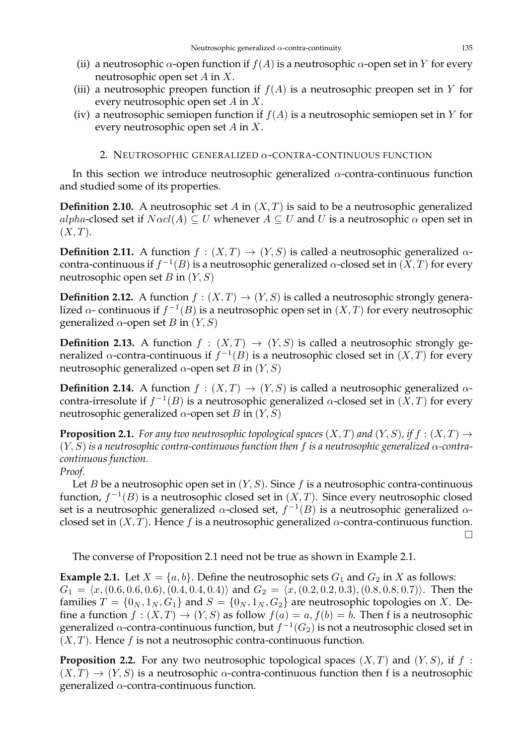(ii) a neutrosophic $\alpha$-open function if $f(A)$ is a neutrosophic $\alpha$-open set in $Y$ for every neutrosophic open set $A$ in $X$.

(iii) a neutrosophic preopen function if $f(A)$ is a neutrosophic preopen set in $Y$ for every neutrosophic open set $A$ in $X$.

(iv) a neutrosophic semiopen function if $f(A)$ is a neutrosophic semiopen set in $Y$ for every neutrosophic open set $A$ in $X$.

## 2. NEUTROSOPHIC GENERALIZED $\alpha$-CONTRA-CONTINUOUS FUNCTION

In this section we introduce neutrosophic generalized $\alpha$-contra-continuous function and studied some of its properties.

**Definition 2.10.** A neutrosophic set $A$ in $(X, T)$ is said to be a neutrosophic generalized $alpha$-closed set if $N\alpha cl(A) \subseteq U$ whenever $A \subseteq U$ and $U$ is a neutrosophic $\alpha$ open set in $(X, T)$.

**Definition 2.11.** A function $f : (X, T) \to (Y, S)$ is called a neutrosophic generalized $\alpha$-contra-continuous if $f^{-1}(B)$ is a neutrosophic generalized $\alpha$-closed set in $(X, T)$ for every neutrosophic open set $B$ in $(Y, S)$

**Definition 2.12.** A function $f : (X, T) \to (Y, S)$ is called a neutrosophic strongly generalized $\alpha$- continuous if $f^{-1}(B)$ is a neutrosophic open set in $(X, T)$ for every neutrosophic generalized $\alpha$-open set $B$ in $(Y, S)$

**Definition 2.13.** A function $f : (X, T) \to (Y, S)$ is called a neutrosophic strongly generalized $\alpha$-contra-continuous if $f^{-1}(B)$ is a neutrosophic closed set in $(X, T)$ for every neutrosophic generalized $\alpha$-open set $B$ in $(Y, S)$

**Definition 2.14.** A function $f : (X, T) \to (Y, S)$ is called a neutrosophic generalized $\alpha$-contra-irresolute if $f^{-1}(B)$ is a neutrosophic generalized $\alpha$-closed set in $(X, T)$ for every neutrosophic generalized $\alpha$-open set $B$ in $(Y, S)$

**Proposition 2.1.** *For any two neutrosophic topological spaces $(X, T)$ and $(Y, S)$, if $f : (X, T) \to (Y, S)$ is a neutrosophic contra-continuous function then $f$ is a neutrosophic generalized $\alpha$-contra-continuous function.*

*Proof.*

Let $B$ be a neutrosophic open set in $(Y, S)$. Since $f$ is a neutrosophic contra-continuous function, $f^{-1}(B)$ is a neutrosophic closed set in $(X, T)$. Since every neutrosophic closed set is a neutrosophic generalized $\alpha$-closed set, $f^{-1}(B)$ is a neutrosophic generalized $\alpha$-closed set in $(X, T)$. Hence $f$ is a neutrosophic generalized $\alpha$-contra-continuous function. □

The converse of Proposition 2.1 need not be true as shown in Example 2.1.

**Example 2.1.** Let $X = \{a, b\}$. Define the neutrosophic sets $G_1$ and $G_2$ in $X$ as follows: $G_1 = \langle x, (0.6, 0.6, 0.6), (0.4, 0.4, 0.4) \rangle$ and $G_2 = \langle x, (0.2, 0.2, 0.3), (0.8, 0.8, 0.7) \rangle$. Then the families $T = \{0_N, 1_N, G_1\}$ and $S = \{0_N, 1_N, G_2\}$ are neutrosophic topologies on $X$. Define a function $f : (X, T) \to (Y, S)$ as follow $f(a) = a, f(b) = b$. Then f is a neutrosophic generalized $\alpha$-contra-continuous function, but $f^{-1}(G_2)$ is not a neutrosophic closed set in $(X, T)$. Hence $f$ is not a neutrosophic contra-continuous function.

**Proposition 2.2.** For any two neutrosophic topological spaces $(X, T)$ and $(Y, S)$, if $f : (X, T) \to (Y, S)$ is a neutrosophic $\alpha$-contra-continuous function then f is a neutrosophic generalized $\alpha$-contra-continuous function.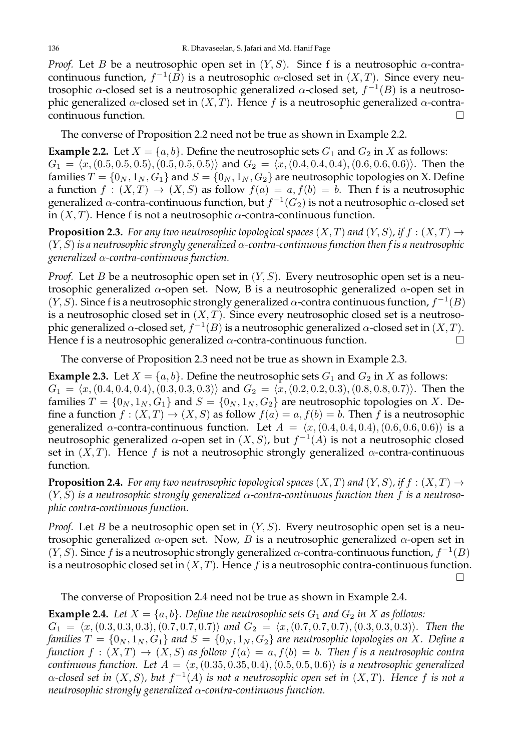*Proof.* Let $B$ be a neutrosophic open set in $(Y, S)$. Since f is a neutrosophic $\alpha$-contra-continuous function, $f^{-1}(B)$ is a neutrosophic $\alpha$-closed set in $(X, T)$. Since every neutrosophic $\alpha$-closed set is a neutrosophic generalized $\alpha$-closed set, $f^{-1}(B)$ is a neutrosophic generalized $\alpha$-closed set in $(X, T)$. Hence $f$ is a neutrosophic generalized $\alpha$-contra-continuous function. □

The converse of Proposition 2.2 need not be true as shown in Example 2.2.

**Example 2.2.** Let $X = \{a, b\}$. Define the neutrosophic sets $G_1$ and $G_2$ in X as follows: $G_1 = \langle x, (0.5, 0.5, 0.5), (0.5, 0.5, 0.5)\rangle$ and $G_2 = \langle x, (0.4, 0.4, 0.4), (0.6, 0.6, 0.6)\rangle$. Then the families $T = \{0_N, 1_N, G_1\}$ and $S = \{0_N, 1_N, G_2\}$ are neutrosophic topologies on X. Define a function $f : (X, T) \to (X, S)$ as follow $f(a) = a, f(b) = b$. Then f is a neutrosophic generalized $\alpha$-contra-continuous function, but $f^{-1}(G_2)$ is not a neutrosophic $\alpha$-closed set in $(X, T)$. Hence f is not a neutrosophic $\alpha$-contra-continuous function.

**Proposition 2.3.** *For any two neutrosophic topological spaces $(X, T)$ and $(Y, S)$, if $f : (X, T) \to (Y, S)$ is a neutrosophic strongly generalized $\alpha$-contra-continuous function then f is a neutrosophic generalized $\alpha$-contra-continuous function.*

*Proof.* Let $B$ be a neutrosophic open set in $(Y, S)$. Every neutrosophic open set is a neutrosophic generalized $\alpha$-open set. Now, B is a neutrosophic generalized $\alpha$-open set in $(Y, S)$. Since f is a neutrosophic strongly generalized $\alpha$-contra continuous function, $f^{-1}(B)$ is a neutrosophic closed set in $(X, T)$. Since every neutrosophic closed set is a neutrosophic generalized $\alpha$-closed set, $f^{-1}(B)$ is a neutrosophic generalized $\alpha$-closed set in $(X, T)$. Hence f is a neutrosophic generalized $\alpha$-contra-continuous function. □

The converse of Proposition 2.3 need not be true as shown in Example 2.3.

**Example 2.3.** Let $X = \{a, b\}$. Define the neutrosophic sets $G_1$ and $G_2$ in X as follows: $G_1 = \langle x, (0.4, 0.4, 0.4), (0.3, 0.3, 0.3)\rangle$ and $G_2 = \langle x, (0.2, 0.2, 0.3), (0.8, 0.8, 0.7)\rangle$. Then the families $T = \{0_N, 1_N, G_1\}$ and $S = \{0_N, 1_N, G_2\}$ are neutrosophic topologies on $X$. Define a function $f : (X, T) \to (X, S)$ as follow $f(a) = a, f(b) = b$. Then $f$ is a neutrosophic generalized $\alpha$-contra-continuous function. Let $A = \langle x, (0.4, 0.4, 0.4), (0.6, 0.6, 0.6)\rangle$ is a neutrosophic generalized $\alpha$-open set in $(X, S)$, but $f^{-1}(A)$ is not a neutrosophic closed set in $(X, T)$. Hence $f$ is not a neutrosophic strongly generalized $\alpha$-contra-continuous function.

**Proposition 2.4.** *For any two neutrosophic topological spaces $(X, T)$ and $(Y, S)$, if $f : (X, T) \to (Y, S)$ is a neutrosophic strongly generalized $\alpha$-contra-continuous function then $f$ is a neutrosophic contra-continuous function.*

*Proof.* Let $B$ be a neutrosophic open set in $(Y, S)$. Every neutrosophic open set is a neutrosophic generalized $\alpha$-open set. Now, $B$ is a neutrosophic generalized $\alpha$-open set in $(Y, S)$. Since $f$ is a neutrosophic strongly generalized $\alpha$-contra-continuous function, $f^{-1}(B)$ is a neutrosophic closed set in $(X, T)$. Hence $f$ is a neutrosophic contra-continuous function. □

The converse of Proposition 2.4 need not be true as shown in Example 2.4.

**Example 2.4.** *Let $X = \{a, b\}$. Define the neutrosophic sets $G_1$ and $G_2$ in X as follows: $G_1 = \langle x, (0.3, 0.3, 0.3), (0.7, 0.7, 0.7)\rangle$ and $G_2 = \langle x, (0.7, 0.7, 0.7), (0.3, 0.3, 0.3)\rangle$. Then the families $T = \{0_N, 1_N, G_1\}$ and $S = \{0_N, 1_N, G_2\}$ are neutrosophic topologies on $X$. Define a function $f : (X, T) \to (X, S)$ as follow $f(a) = a, f(b) = b$. Then f is a neutrosophic contra continuous function. Let $A = \langle x, (0.35, 0.35, 0.4), (0.5, 0.5, 0.6)\rangle$ is a neutrosophic generalized $\alpha$-closed set in $(X, S)$, but $f^{-1}(A)$ is not a neutrosophic open set in $(X, T)$. Hence f is not a neutrosophic strongly generalized $\alpha$-contra-continuous function.*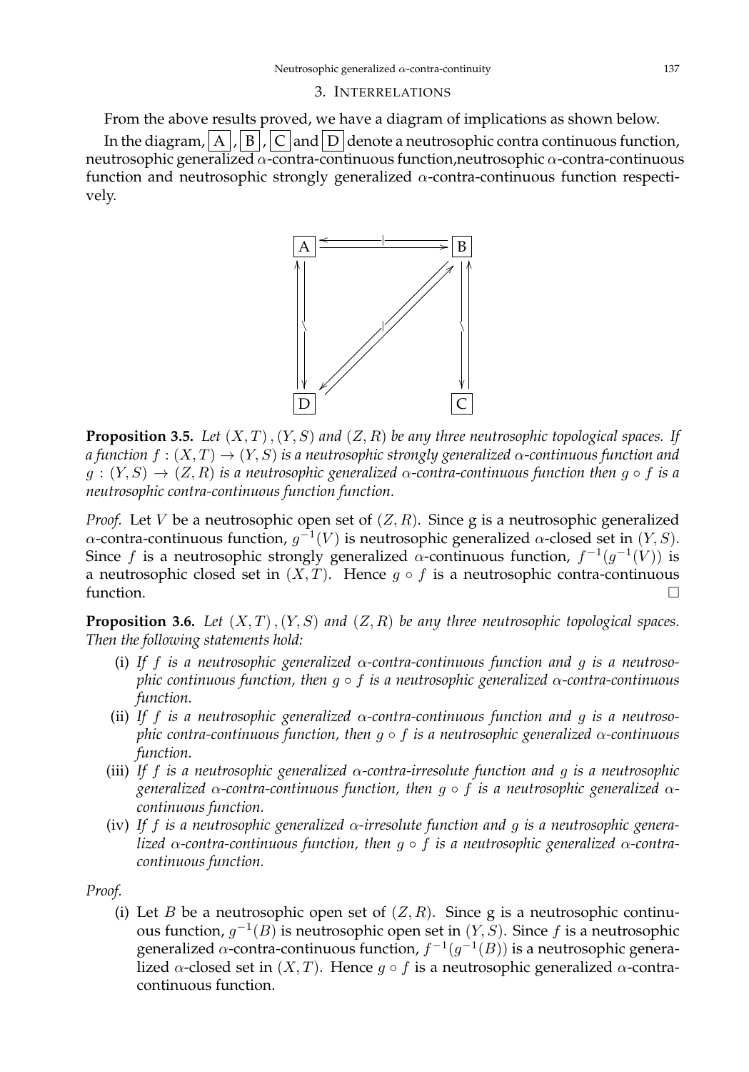## 3. Interrelations

From the above results proved, we have a diagram of implications as shown below.

In the diagram, A, B, C and D denote a neutrosophic contra continuous function, neutrosophic generalized $\alpha$-contra-continuous function,neutrosophic $\alpha$-contra-continuous function and neutrosophic strongly generalized $\alpha$-contra-continuous function respectively.

**Proposition 3.5.** *Let $(X,T),(Y,S)$ and $(Z,R)$ be any three neutrosophic topological spaces. If a function $f:(X,T)\to(Y,S)$ is a neutrosophic strongly generalized $\alpha$-continuous function and $g:(Y,S)\to(Z,R)$ is a neutrosophic generalized $\alpha$-contra-continuous function then $g\circ f$ is a neutrosophic contra-continuous function function.*

*Proof.* Let $V$ be a neutrosophic open set of $(Z,R)$. Since g is a neutrosophic generalized $\alpha$-contra-continuous function, $g^{-1}(V)$ is neutrosophic generalized $\alpha$-closed set in $(Y,S)$. Since $f$ is a neutrosophic strongly generalized $\alpha$-continuous function, $f^{-1}(g^{-1}(V))$ is a neutrosophic closed set in $(X,T)$. Hence $g\circ f$ is a neutrosophic contra-continuous function. □

**Proposition 3.6.** *Let $(X,T),(Y,S)$ and $(Z,R)$ be any three neutrosophic topological spaces. Then the following statements hold:*

(i) *If $f$ is a neutrosophic generalized $\alpha$-contra-continuous function and $g$ is a neutrosophic continuous function, then $g\circ f$ is a neutrosophic generalized $\alpha$-contra-continuous function.*
(ii) *If $f$ is a neutrosophic generalized $\alpha$-contra-continuous function and $g$ is a neutrosophic contra-continuous function, then $g\circ f$ is a neutrosophic generalized $\alpha$-continuous function.*
(iii) *If $f$ is a neutrosophic generalized $\alpha$-contra-irresolute function and $g$ is a neutrosophic generalized $\alpha$-contra-continuous function, then $g\circ f$ is a neutrosophic generalized $\alpha$-continuous function.*
(iv) *If $f$ is a neutrosophic generalized $\alpha$-irresolute function and $g$ is a neutrosophic generalized $\alpha$-contra-continuous function, then $g\circ f$ is a neutrosophic generalized $\alpha$-contra-continuous function.*

*Proof.*

(i) Let $B$ be a neutrosophic open set of $(Z,R)$. Since g is a neutrosophic continuous function, $g^{-1}(B)$ is neutrosophic open set in $(Y,S)$. Since $f$ is a neutrosophic generalized $\alpha$-contra-continuous function, $f^{-1}(g^{-1}(B))$ is a neutrosophic generalized $\alpha$-closed set in $(X,T)$. Hence $g\circ f$ is a neutrosophic generalized $\alpha$-contra-continuous function.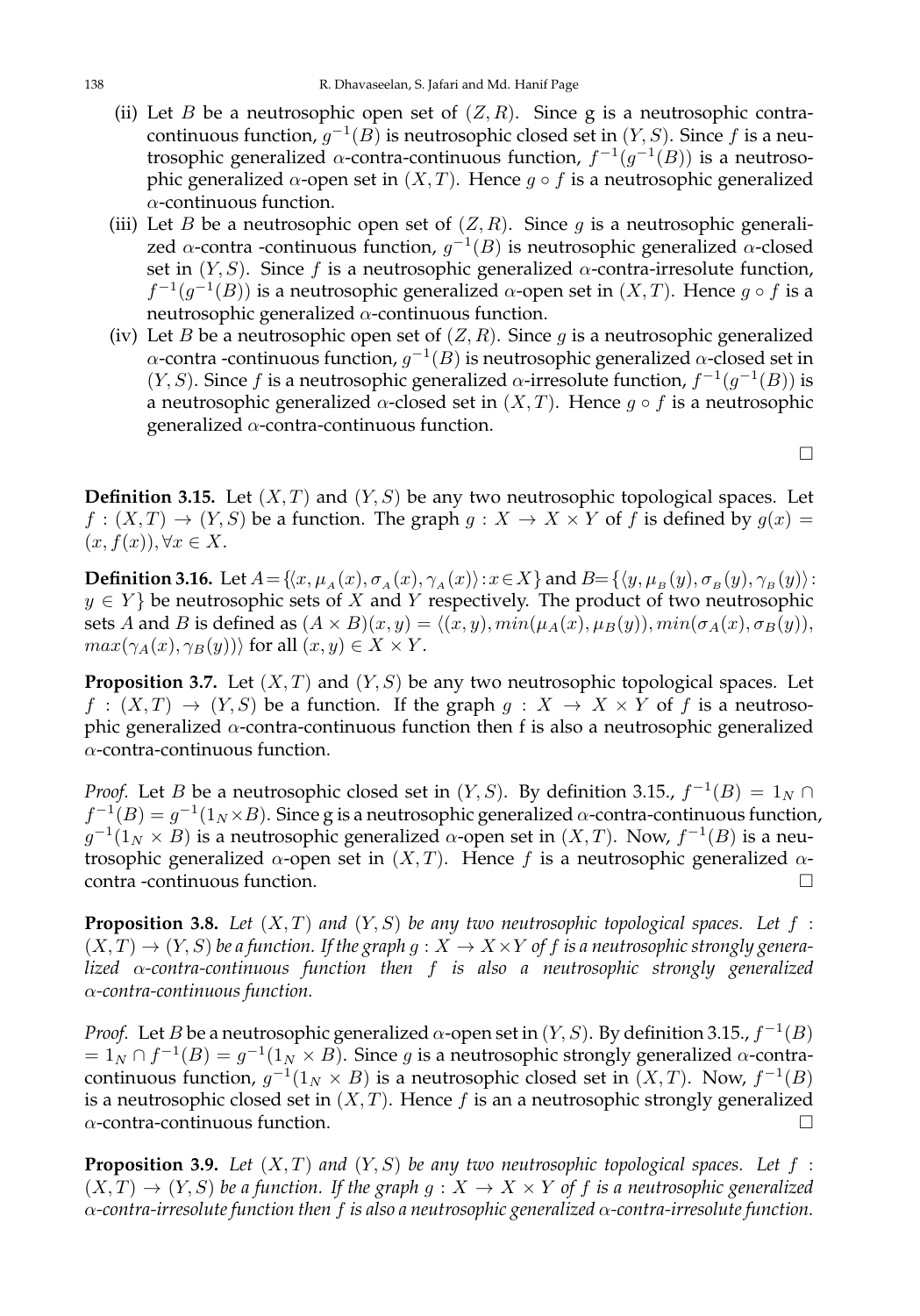(ii) Let $B$ be a neutrosophic open set of $(Z, R)$. Since g is a neutrosophic contra-continuous function, $g^{-1}(B)$ is neutrosophic closed set in $(Y, S)$. Since $f$ is a neutrosophic generalized $\alpha$-contra-continuous function, $f^{-1}(g^{-1}(B))$ is a neutrosophic generalized $\alpha$-open set in $(X, T)$. Hence $g \circ f$ is a neutrosophic generalized $\alpha$-continuous function.

(iii) Let $B$ be a neutrosophic open set of $(Z, R)$. Since $g$ is a neutrosophic generalized $\alpha$-contra -continuous function, $g^{-1}(B)$ is neutrosophic generalized $\alpha$-closed set in $(Y, S)$. Since $f$ is a neutrosophic generalized $\alpha$-contra-irresolute function, $f^{-1}(g^{-1}(B))$ is a neutrosophic generalized $\alpha$-open set in $(X, T)$. Hence $g \circ f$ is a neutrosophic generalized $\alpha$-continuous function.

(iv) Let $B$ be a neutrosophic open set of $(Z, R)$. Since $g$ is a neutrosophic generalized $\alpha$-contra -continuous function, $g^{-1}(B)$ is neutrosophic generalized $\alpha$-closed set in $(Y, S)$. Since $f$ is a neutrosophic generalized $\alpha$-irresolute function, $f^{-1}(g^{-1}(B))$ is a neutrosophic generalized $\alpha$-closed set in $(X, T)$. Hence $g \circ f$ is a neutrosophic generalized $\alpha$-contra-continuous function.

□

**Definition 3.15.** Let $(X, T)$ and $(Y, S)$ be any two neutrosophic topological spaces. Let $f : (X, T) \to (Y, S)$ be a function. The graph $g : X \to X \times Y$ of $f$ is defined by $g(x) = (x, f(x)), \forall x \in X$.

**Definition 3.16.** Let $A = \{\langle x, \mu_A(x), \sigma_A(x), \gamma_A(x)\rangle : x \in X\}$ and $B = \{\langle y, \mu_B(y), \sigma_B(y), \gamma_B(y)\rangle : y \in Y\}$ be neutrosophic sets of $X$ and $Y$ respectively. The product of two neutrosophic sets $A$ and $B$ is defined as $(A \times B)(x, y) = \langle (x, y), min(\mu_A(x), \mu_B(y)), min(\sigma_A(x), \sigma_B(y)), max(\gamma_A(x), \gamma_B(y))\rangle$ for all $(x, y) \in X \times Y$.

**Proposition 3.7.** Let $(X, T)$ and $(Y, S)$ be any two neutrosophic topological spaces. Let $f : (X, T) \to (Y, S)$ be a function. If the graph $g : X \to X \times Y$ of $f$ is a neutrosophic generalized $\alpha$-contra-continuous function then f is also a neutrosophic generalized $\alpha$-contra-continuous function.

*Proof.* Let $B$ be a neutrosophic closed set in $(Y, S)$. By definition 3.15., $f^{-1}(B) = 1_N \cap f^{-1}(B) = g^{-1}(1_N \times B)$. Since g is a neutrosophic generalized $\alpha$-contra-continuous function, $g^{-1}(1_N \times B)$ is a neutrosophic generalized $\alpha$-open set in $(X, T)$. Now, $f^{-1}(B)$ is a neutrosophic generalized $\alpha$-open set in $(X, T)$. Hence $f$ is a neutrosophic generalized $\alpha$-contra -continuous function. □

**Proposition 3.8.** *Let $(X, T)$ and $(Y, S)$ be any two neutrosophic topological spaces. Let $f : (X, T) \to (Y, S)$ be a function. If the graph $g : X \to X \times Y$ of $f$ is a neutrosophic strongly generalized $\alpha$-contra-continuous function then $f$ is also a neutrosophic strongly generalized $\alpha$-contra-continuous function.*

*Proof.* Let $B$ be a neutrosophic generalized $\alpha$-open set in $(Y, S)$. By definition 3.15., $f^{-1}(B) = 1_N \cap f^{-1}(B) = g^{-1}(1_N \times B)$. Since $g$ is a neutrosophic strongly generalized $\alpha$-contra-continuous function, $g^{-1}(1_N \times B)$ is a neutrosophic closed set in $(X, T)$. Now, $f^{-1}(B)$ is a neutrosophic closed set in $(X, T)$. Hence $f$ is an a neutrosophic strongly generalized $\alpha$-contra-continuous function. □

**Proposition 3.9.** *Let $(X, T)$ and $(Y, S)$ be any two neutrosophic topological spaces. Let $f : (X, T) \to (Y, S)$ be a function. If the graph $g : X \to X \times Y$ of $f$ is a neutrosophic generalized $\alpha$-contra-irresolute function then $f$ is also a neutrosophic generalized $\alpha$-contra-irresolute function.*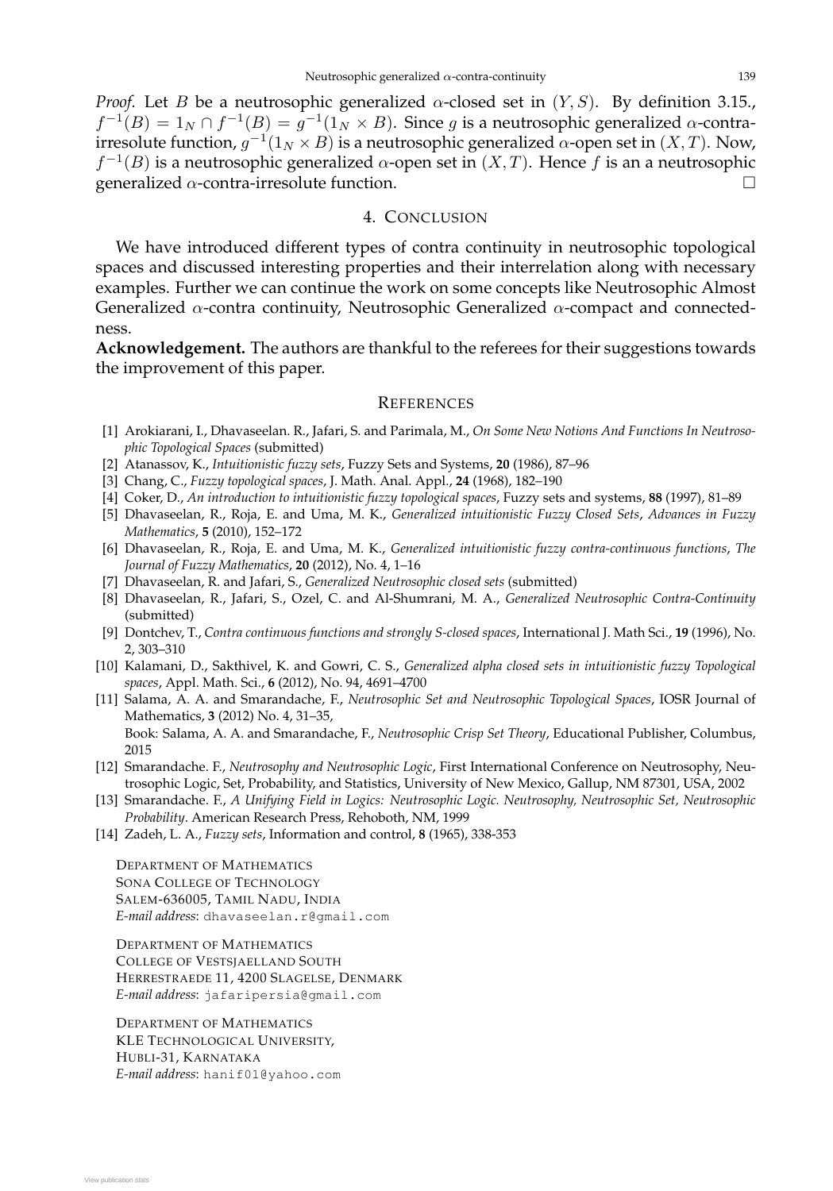*Proof.* Let $B$ be a neutrosophic generalized $\alpha$-closed set in $(Y, S)$. By definition 3.15., $f^{-1}(B) = 1_N \cap f^{-1}(B) = g^{-1}(1_N \times B)$. Since $g$ is a neutrosophic generalized $\alpha$-contra-irresolute function, $g^{-1}(1_N \times B)$ is a neutrosophic generalized $\alpha$-open set in $(X, T)$. Now, $f^{-1}(B)$ is a neutrosophic generalized $\alpha$-open set in $(X, T)$. Hence $f$ is an a neutrosophic generalized $\alpha$-contra-irresolute function. □

## 4. CONCLUSION

We have introduced different types of contra continuity in neutrosophic topological spaces and discussed interesting properties and their interrelation along with necessary examples. Further we can continue the work on some concepts like Neutrosophic Almost Generalized $\alpha$-contra continuity, Neutrosophic Generalized $\alpha$-compact and connectedness.

**Acknowledgement.** The authors are thankful to the referees for their suggestions towards the improvement of this paper.

## REFERENCES

[1] Arokiarani, I., Dhavaseelan. R., Jafari, S. and Parimala, M., *On Some New Notions And Functions In Neutrosophic Topological Spaces* (submitted)

[2] Atanassov, K., *Intuitionistic fuzzy sets*, Fuzzy Sets and Systems, **20** (1986), 87–96

[3] Chang, C., *Fuzzy topological spaces*, J. Math. Anal. Appl., **24** (1968), 182–190

[4] Coker, D., *An introduction to intuitionistic fuzzy topological spaces*, Fuzzy sets and systems, **88** (1997), 81–89

[5] Dhavaseelan, R., Roja, E. and Uma, M. K., *Generalized intuitionistic Fuzzy Closed Sets*, *Advances in Fuzzy Mathematics*, **5** (2010), 152–172

[6] Dhavaseelan, R., Roja, E. and Uma, M. K., *Generalized intuitionistic fuzzy contra-continuous functions*, *The Journal of Fuzzy Mathematics*, **20** (2012), No. 4, 1–16

[7] Dhavaseelan, R. and Jafari, S., *Generalized Neutrosophic closed sets* (submitted)

[8] Dhavaseelan, R., Jafari, S., Ozel, C. and Al-Shumrani, M. A., *Generalized Neutrosophic Contra-Continuity* (submitted)

[9] Dontchev, T., *Contra continuous functions and strongly S-closed spaces*, International J. Math Sci., **19** (1996), No. 2, 303–310

[10] Kalamani, D., Sakthivel, K. and Gowri, C. S., *Generalized alpha closed sets in intuitionistic fuzzy Topological spaces*, Appl. Math. Sci., **6** (2012), No. 94, 4691–4700

[11] Salama, A. A. and Smarandache, F., *Neutrosophic Set and Neutrosophic Topological Spaces*, IOSR Journal of Mathematics, **3** (2012) No. 4, 31–35,
Book: Salama, A. A. and Smarandache, F., *Neutrosophic Crisp Set Theory*, Educational Publisher, Columbus, 2015

[12] Smarandache. F., *Neutrosophy and Neutrosophic Logic*, First International Conference on Neutrosophy, Neutrosophic Logic, Set, Probability, and Statistics, University of New Mexico, Gallup, NM 87301, USA, 2002

[13] Smarandache. F., *A Unifying Field in Logics: Neutrosophic Logic. Neutrosophy, Neutrosophic Set, Neutrosophic Probability*. American Research Press, Rehoboth, NM, 1999

[14] Zadeh, L. A., *Fuzzy sets*, Information and control, **8** (1965), 338-353

DEPARTMENT OF MATHEMATICS
SONA COLLEGE OF TECHNOLOGY
SALEM-636005, TAMIL NADU, INDIA
*E-mail address*: dhavaseelan.r@gmail.com

DEPARTMENT OF MATHEMATICS
COLLEGE OF VESTSJAELLAND SOUTH
HERRESTRAEDE 11, 4200 SLAGELSE, DENMARK
*E-mail address*: jafaripersia@gmail.com

DEPARTMENT OF MATHEMATICS
KLE TECHNOLOGICAL UNIVERSITY,
HUBLI-31, KARNATAKA
*E-mail address*: hanif01@yahoo.com